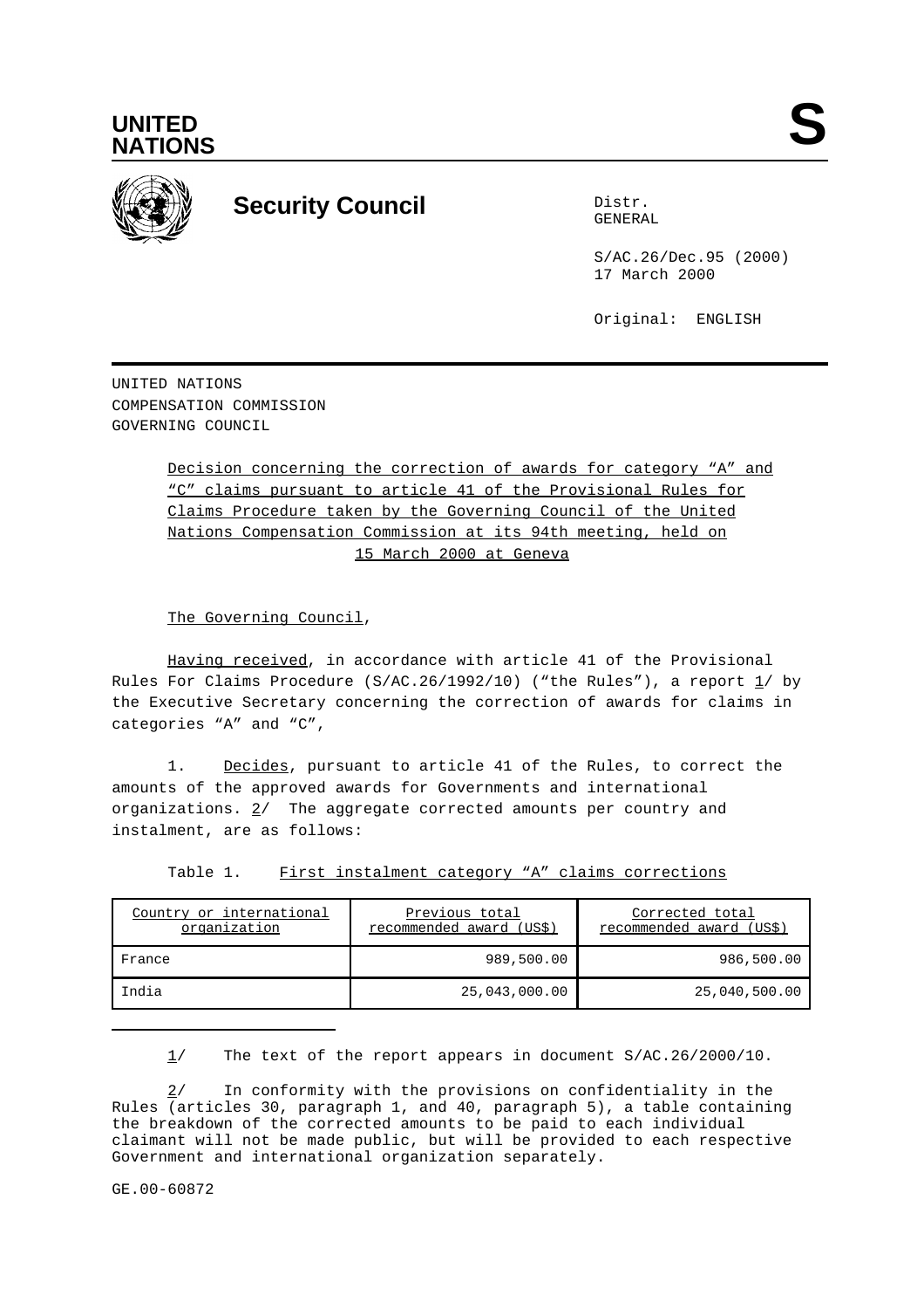UNITED NATIONS

# Security Council

Distr.
GENERAL

S/AC.26/Dec.95 (2000)
17 March 2000

Original: ENGLISH

UNITED NATIONS
COMPENSATION COMMISSION
GOVERNING COUNCIL

Decision concerning the correction of awards for category "A" and "C" claims pursuant to article 41 of the Provisional Rules for Claims Procedure taken by the Governing Council of the United Nations Compensation Commission at its 94th meeting, held on 15 March 2000 at Geneva

The Governing Council,

Having received, in accordance with article 41 of the Provisional Rules For Claims Procedure (S/AC.26/1992/10) ("the Rules"), a report 1/ by the Executive Secretary concerning the correction of awards for claims in categories "A" and "C",

1. Decides, pursuant to article 41 of the Rules, to correct the amounts of the approved awards for Governments and international organizations. 2/ The aggregate corrected amounts per country and instalment, are as follows:

Table 1. First instalment category "A" claims corrections

| Country or international organization | Previous total recommended award (US$) | Corrected total recommended award (US$) |
|---|---:|---:|
| France | 989,500.00 | 986,500.00 |
| India | 25,043,000.00 | 25,040,500.00 |

1/ The text of the report appears in document S/AC.26/2000/10.

2/ In conformity with the provisions on confidentiality in the Rules (articles 30, paragraph 1, and 40, paragraph 5), a table containing the breakdown of the corrected amounts to be paid to each individual claimant will not be made public, but will be provided to each respective Government and international organization separately.

GE.00-60872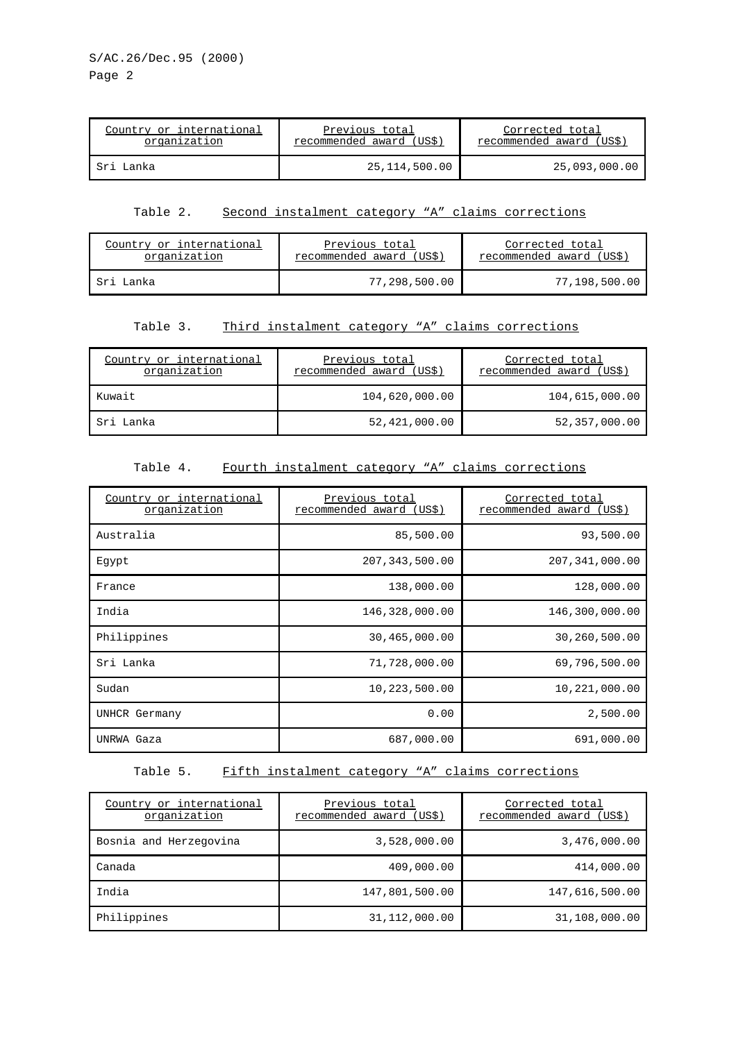| Country or international organization | Previous total recommended award (US$) | Corrected total recommended award (US$) |
|---|---|---|
| Sri Lanka | 25,114,500.00 | 25,093,000.00 |

Table 2. Second instalment category “A” claims corrections

| Country or international organization | Previous total recommended award (US$) | Corrected total recommended award (US$) |
|---|---|---|
| Sri Lanka | 77,298,500.00 | 77,198,500.00 |

Table 3. Third instalment category “A” claims corrections

| Country or international organization | Previous total recommended award (US$) | Corrected total recommended award (US$) |
|---|---|---|
| Kuwait | 104,620,000.00 | 104,615,000.00 |
| Sri Lanka | 52,421,000.00 | 52,357,000.00 |

Table 4. Fourth instalment category “A” claims corrections

| Country or international organization | Previous total recommended award (US$) | Corrected total recommended award (US$) |
|---|---|---|
| Australia | 85,500.00 | 93,500.00 |
| Egypt | 207,343,500.00 | 207,341,000.00 |
| France | 138,000.00 | 128,000.00 |
| India | 146,328,000.00 | 146,300,000.00 |
| Philippines | 30,465,000.00 | 30,260,500.00 |
| Sri Lanka | 71,728,000.00 | 69,796,500.00 |
| Sudan | 10,223,500.00 | 10,221,000.00 |
| UNHCR Germany | 0.00 | 2,500.00 |
| UNRWA Gaza | 687,000.00 | 691,000.00 |

Table 5. Fifth instalment category “A” claims corrections

| Country or international organization | Previous total recommended award (US$) | Corrected total recommended award (US$) |
|---|---|---|
| Bosnia and Herzegovina | 3,528,000.00 | 3,476,000.00 |
| Canada | 409,000.00 | 414,000.00 |
| India | 147,801,500.00 | 147,616,500.00 |
| Philippines | 31,112,000.00 | 31,108,000.00 |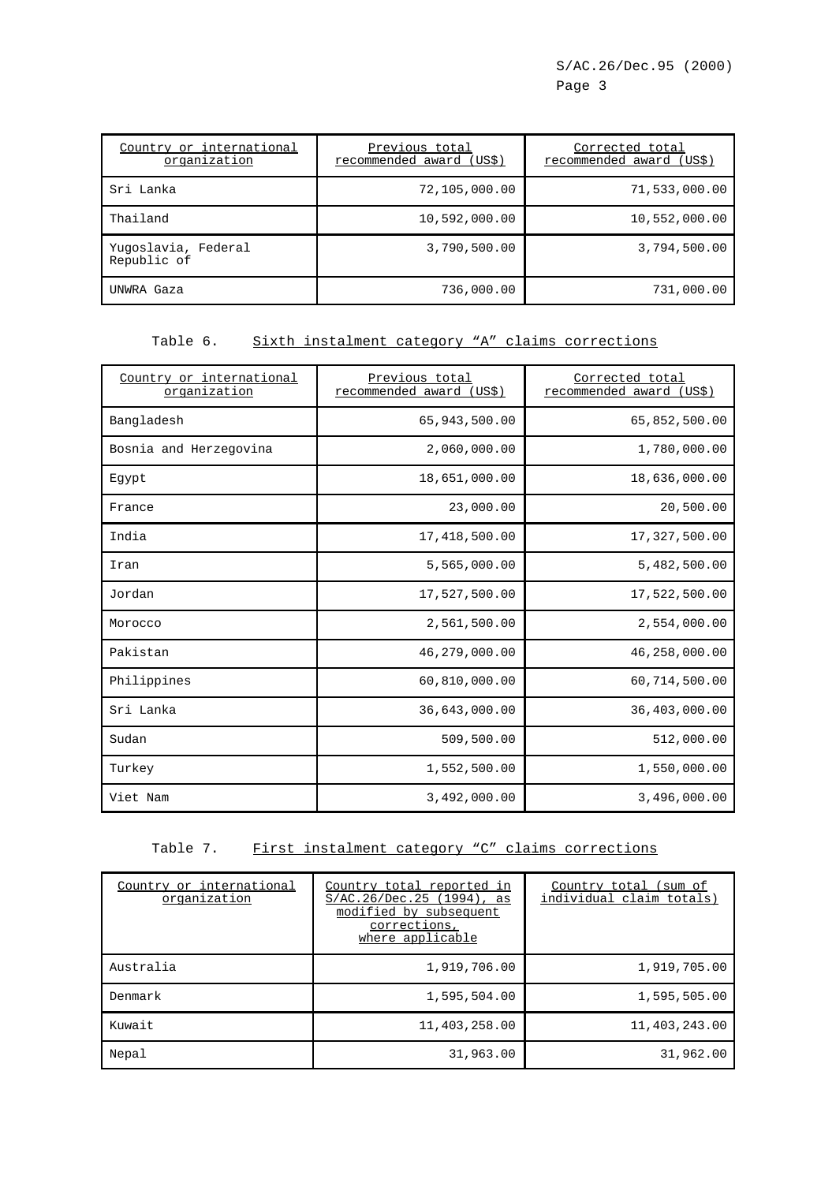| Country or international organization | Previous total recommended award (US$) | Corrected total recommended award (US$) |
|---|---|---|
| Sri Lanka | 72,105,000.00 | 71,533,000.00 |
| Thailand | 10,592,000.00 | 10,552,000.00 |
| Yugoslavia, Federal Republic of | 3,790,500.00 | 3,794,500.00 |
| UNWRA Gaza | 736,000.00 | 731,000.00 |

Table 6. Sixth instalment category “A” claims corrections

| Country or international organization | Previous total recommended award (US$) | Corrected total recommended award (US$) |
|---|---|---|
| Bangladesh | 65,943,500.00 | 65,852,500.00 |
| Bosnia and Herzegovina | 2,060,000.00 | 1,780,000.00 |
| Egypt | 18,651,000.00 | 18,636,000.00 |
| France | 23,000.00 | 20,500.00 |
| India | 17,418,500.00 | 17,327,500.00 |
| Iran | 5,565,000.00 | 5,482,500.00 |
| Jordan | 17,527,500.00 | 17,522,500.00 |
| Morocco | 2,561,500.00 | 2,554,000.00 |
| Pakistan | 46,279,000.00 | 46,258,000.00 |
| Philippines | 60,810,000.00 | 60,714,500.00 |
| Sri Lanka | 36,643,000.00 | 36,403,000.00 |
| Sudan | 509,500.00 | 512,000.00 |
| Turkey | 1,552,500.00 | 1,550,000.00 |
| Viet Nam | 3,492,000.00 | 3,496,000.00 |

Table 7. First instalment category “C” claims corrections

| Country or international organization | Country total reported in S/AC.26/Dec.25 (1994), as modified by subsequent corrections, where applicable | Country total (sum of individual claim totals) |
|---|---|---|
| Australia | 1,919,706.00 | 1,919,705.00 |
| Denmark | 1,595,504.00 | 1,595,505.00 |
| Kuwait | 11,403,258.00 | 11,403,243.00 |
| Nepal | 31,963.00 | 31,962.00 |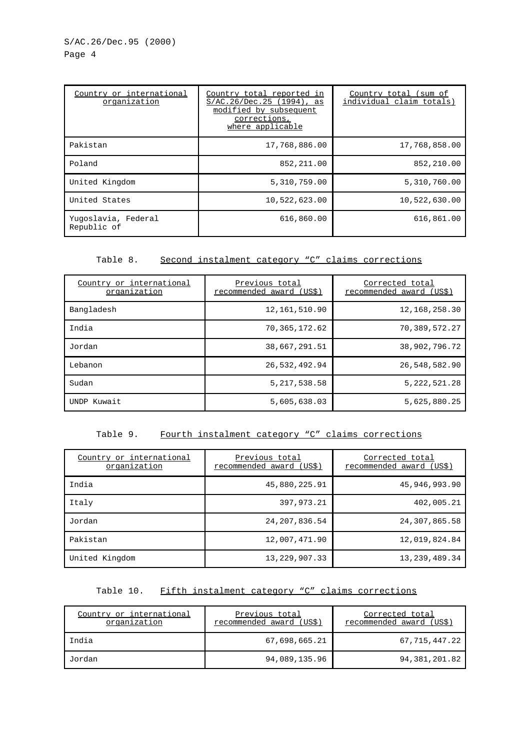| Country or international organization | Country total reported in S/AC.26/Dec.25 (1994), as modified by subsequent corrections, where applicable | Country total (sum of individual claim totals) |
|---|---|---|
| Pakistan | 17,768,886.00 | 17,768,858.00 |
| Poland | 852,211.00 | 852,210.00 |
| United Kingdom | 5,310,759.00 | 5,310,760.00 |
| United States | 10,522,623.00 | 10,522,630.00 |
| Yugoslavia, Federal Republic of | 616,860.00 | 616,861.00 |

Table 8. Second instalment category "C" claims corrections

| Country or international organization | Previous total recommended award (US$) | Corrected total recommended award (US$) |
|---|---|---|
| Bangladesh | 12,161,510.90 | 12,168,258.30 |
| India | 70,365,172.62 | 70,389,572.27 |
| Jordan | 38,667,291.51 | 38,902,796.72 |
| Lebanon | 26,532,492.94 | 26,548,582.90 |
| Sudan | 5,217,538.58 | 5,222,521.28 |
| UNDP Kuwait | 5,605,638.03 | 5,625,880.25 |

Table 9. Fourth instalment category "C" claims corrections

| Country or international organization | Previous total recommended award (US$) | Corrected total recommended award (US$) |
|---|---|---|
| India | 45,880,225.91 | 45,946,993.90 |
| Italy | 397,973.21 | 402,005.21 |
| Jordan | 24,207,836.54 | 24,307,865.58 |
| Pakistan | 12,007,471.90 | 12,019,824.84 |
| United Kingdom | 13,229,907.33 | 13,239,489.34 |

Table 10. Fifth instalment category "C" claims corrections

| Country or international organization | Previous total recommended award (US$) | Corrected total recommended award (US$) |
|---|---|---|
| India | 67,698,665.21 | 67,715,447.22 |
| Jordan | 94,089,135.96 | 94,381,201.82 |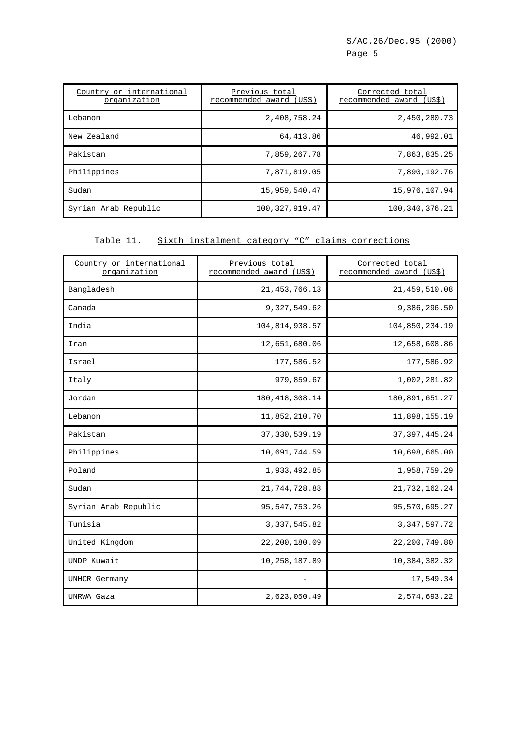| Country or international organization | Previous total recommended award (US$) | Corrected total recommended award (US$) |
|---|---|---|
| Lebanon | 2,408,758.24 | 2,450,280.73 |
| New Zealand | 64,413.86 | 46,992.01 |
| Pakistan | 7,859,267.78 | 7,863,835.25 |
| Philippines | 7,871,819.05 | 7,890,192.76 |
| Sudan | 15,959,540.47 | 15,976,107.94 |
| Syrian Arab Republic | 100,327,919.47 | 100,340,376.21 |

Table 11. Sixth instalment category "C" claims corrections

| Country or international organization | Previous total recommended award (US$) | Corrected total recommended award (US$) |
|---|---|---|
| Bangladesh | 21,453,766.13 | 21,459,510.08 |
| Canada | 9,327,549.62 | 9,386,296.50 |
| India | 104,814,938.57 | 104,850,234.19 |
| Iran | 12,651,680.06 | 12,658,608.86 |
| Israel | 177,586.52 | 177,586.92 |
| Italy | 979,859.67 | 1,002,281.82 |
| Jordan | 180,418,308.14 | 180,891,651.27 |
| Lebanon | 11,852,210.70 | 11,898,155.19 |
| Pakistan | 37,330,539.19 | 37,397,445.24 |
| Philippines | 10,691,744.59 | 10,698,665.00 |
| Poland | 1,933,492.85 | 1,958,759.29 |
| Sudan | 21,744,728.88 | 21,732,162.24 |
| Syrian Arab Republic | 95,547,753.26 | 95,570,695.27 |
| Tunisia | 3,337,545.82 | 3,347,597.72 |
| United Kingdom | 22,200,180.09 | 22,200,749.80 |
| UNDP Kuwait | 10,258,187.89 | 10,384,382.32 |
| UNHCR Germany | - | 17,549.34 |
| UNRWA Gaza | 2,623,050.49 | 2,574,693.22 |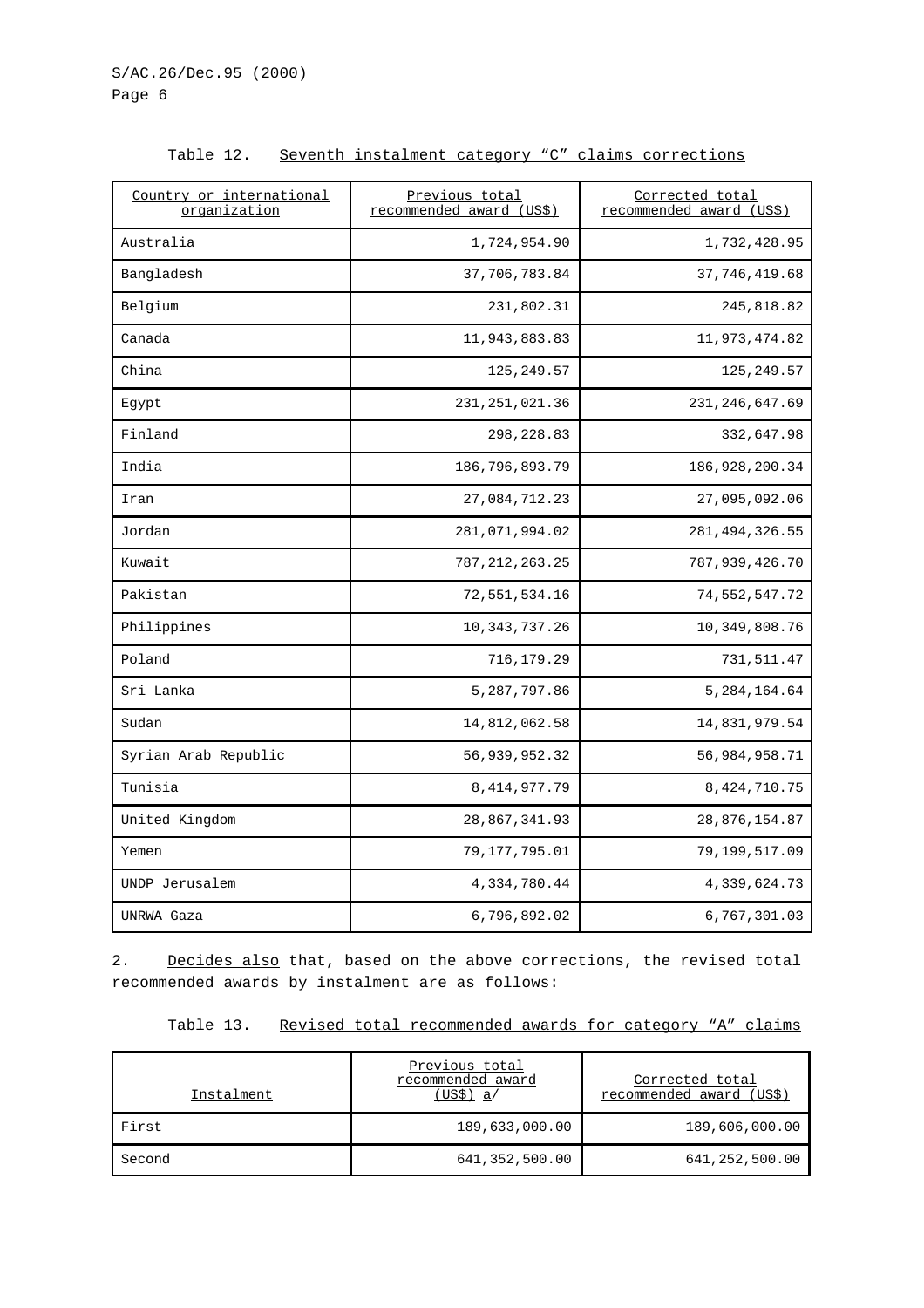Table 12. Seventh instalment category "C" claims corrections

| Country or international organization | Previous total recommended award (US$) | Corrected total recommended award (US$) |
| --- | --- | --- |
| Australia | 1,724,954.90 | 1,732,428.95 |
| Bangladesh | 37,706,783.84 | 37,746,419.68 |
| Belgium | 231,802.31 | 245,818.82 |
| Canada | 11,943,883.83 | 11,973,474.82 |
| China | 125,249.57 | 125,249.57 |
| Egypt | 231,251,021.36 | 231,246,647.69 |
| Finland | 298,228.83 | 332,647.98 |
| India | 186,796,893.79 | 186,928,200.34 |
| Iran | 27,084,712.23 | 27,095,092.06 |
| Jordan | 281,071,994.02 | 281,494,326.55 |
| Kuwait | 787,212,263.25 | 787,939,426.70 |
| Pakistan | 72,551,534.16 | 74,552,547.72 |
| Philippines | 10,343,737.26 | 10,349,808.76 |
| Poland | 716,179.29 | 731,511.47 |
| Sri Lanka | 5,287,797.86 | 5,284,164.64 |
| Sudan | 14,812,062.58 | 14,831,979.54 |
| Syrian Arab Republic | 56,939,952.32 | 56,984,958.71 |
| Tunisia | 8,414,977.79 | 8,424,710.75 |
| United Kingdom | 28,867,341.93 | 28,876,154.87 |
| Yemen | 79,177,795.01 | 79,199,517.09 |
| UNDP Jerusalem | 4,334,780.44 | 4,339,624.73 |
| UNRWA Gaza | 6,796,892.02 | 6,767,301.03 |

2. Decides also that, based on the above corrections, the revised total recommended awards by instalment are as follows:

Table 13. Revised total recommended awards for category "A" claims

| Instalment | Previous total recommended award (US$) a/ | Corrected total recommended award (US$) |
| --- | --- | --- |
| First | 189,633,000.00 | 189,606,000.00 |
| Second | 641,352,500.00 | 641,252,500.00 |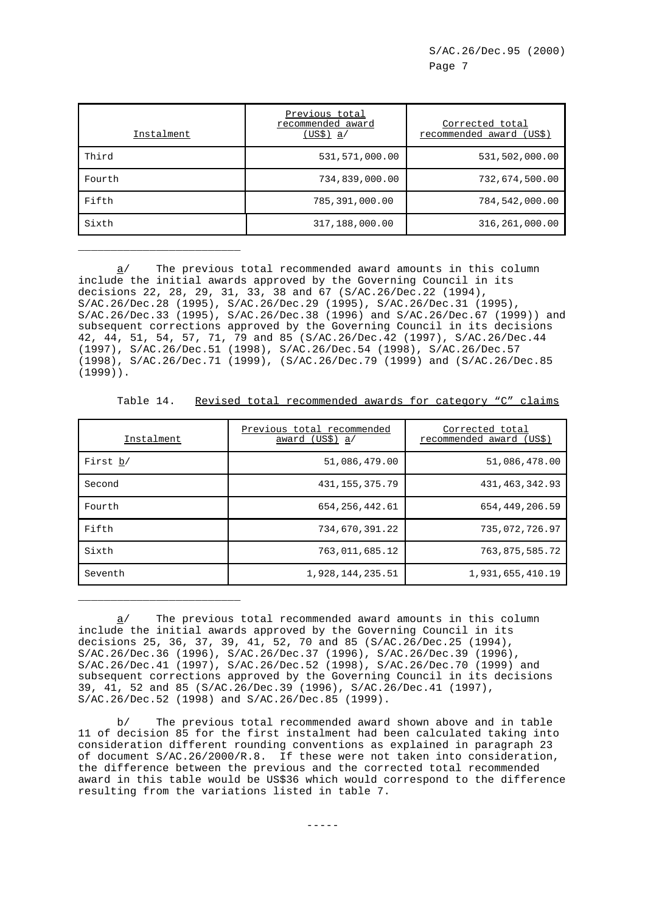| Instalment | Previous total recommended award (US$) a/ | Corrected total recommended award (US$) |
| --- | --- | --- |
| Third | 531,571,000.00 | 531,502,000.00 |
| Fourth | 734,839,000.00 | 732,674,500.00 |
| Fifth | 785,391,000.00 | 784,542,000.00 |
| Sixth | 317,188,000.00 | 316,261,000.00 |

a/ The previous total recommended award amounts in this column include the initial awards approved by the Governing Council in its decisions 22, 28, 29, 31, 33, 38 and 67 (S/AC.26/Dec.22 (1994), S/AC.26/Dec.28 (1995), S/AC.26/Dec.29 (1995), S/AC.26/Dec.31 (1995), S/AC.26/Dec.33 (1995), S/AC.26/Dec.38 (1996) and S/AC.26/Dec.67 (1999)) and subsequent corrections approved by the Governing Council in its decisions 42, 44, 51, 54, 57, 71, 79 and 85 (S/AC.26/Dec.42 (1997), S/AC.26/Dec.44 (1997), S/AC.26/Dec.51 (1998), S/AC.26/Dec.54 (1998), S/AC.26/Dec.57 (1998), S/AC.26/Dec.71 (1999), (S/AC.26/Dec.79 (1999) and (S/AC.26/Dec.85 (1999)).

Table 14. Revised total recommended awards for category "C" claims

| Instalment | Previous total recommended award (US$) a/ | Corrected total recommended award (US$) |
| --- | --- | --- |
| First b/ | 51,086,479.00 | 51,086,478.00 |
| Second | 431,155,375.79 | 431,463,342.93 |
| Fourth | 654,256,442.61 | 654,449,206.59 |
| Fifth | 734,670,391.22 | 735,072,726.97 |
| Sixth | 763,011,685.12 | 763,875,585.72 |
| Seventh | 1,928,144,235.51 | 1,931,655,410.19 |

a/ The previous total recommended award amounts in this column include the initial awards approved by the Governing Council in its decisions 25, 36, 37, 39, 41, 52, 70 and 85 (S/AC.26/Dec.25 (1994), S/AC.26/Dec.36 (1996), S/AC.26/Dec.37 (1996), S/AC.26/Dec.39 (1996), S/AC.26/Dec.41 (1997), S/AC.26/Dec.52 (1998), S/AC.26/Dec.70 (1999) and subsequent corrections approved by the Governing Council in its decisions 39, 41, 52 and 85 (S/AC.26/Dec.39 (1996), S/AC.26/Dec.41 (1997), S/AC.26/Dec.52 (1998) and S/AC.26/Dec.85 (1999).

b/ The previous total recommended award shown above and in table 11 of decision 85 for the first instalment had been calculated taking into consideration different rounding conventions as explained in paragraph 23 of document S/AC.26/2000/R.8. If these were not taken into consideration, the difference between the previous and the corrected total recommended award in this table would be US$36 which would correspond to the difference resulting from the variations listed in table 7.

-----